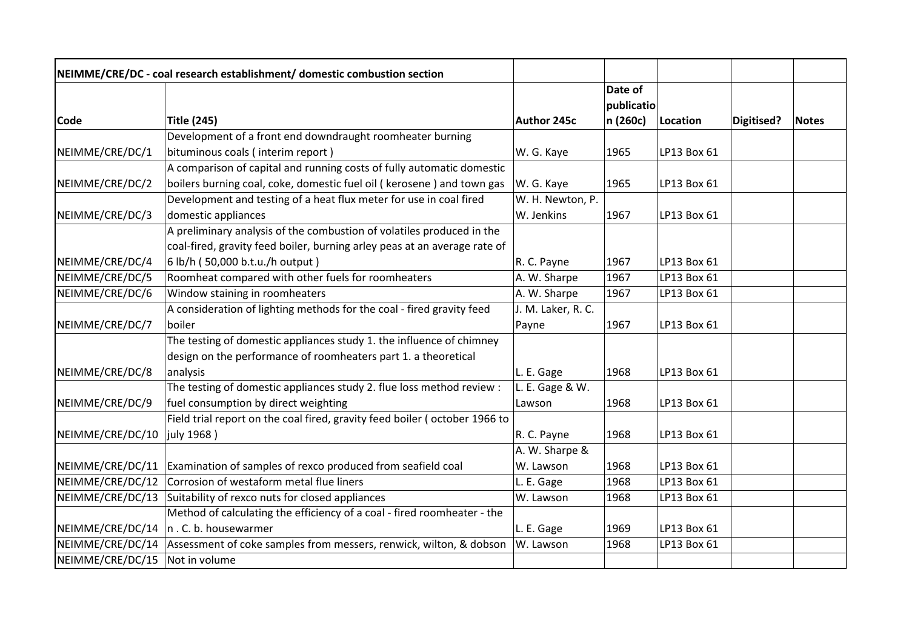| NEIMME/CRE/DC - coal research establishment/ domestic combustion section | | | | | | |
|---|---|---|---|---|---|---|
| Code | Title (245) | Author 245c | Date of publication (260c) | Location | Digitised? | Notes |
| NEIMME/CRE/DC/1 | Development of a front end downdraught roomheater burning bituminous coals ( interim report ) | W. G. Kaye | 1965 | LP13 Box 61 | | |
| NEIMME/CRE/DC/2 | A comparison of capital and running costs of fully automatic domestic boilers burning coal, coke, domestic fuel oil ( kerosene ) and town gas | W. G. Kaye | 1965 | LP13 Box 61 | | |
| NEIMME/CRE/DC/3 | Development and testing of a heat flux meter for use in coal fired domestic appliances | W. H. Newton, P. W. Jenkins | 1967 | LP13 Box 61 | | |
| NEIMME/CRE/DC/4 | A preliminary analysis of the combustion of volatiles produced in the coal-fired, gravity feed boiler, burning arley peas at an average rate of 6 lb/h ( 50,000 b.t.u./h output ) | R. C. Payne | 1967 | LP13 Box 61 | | |
| NEIMME/CRE/DC/5 | Roomheat compared with other fuels for roomheaters | A. W. Sharpe | 1967 | LP13 Box 61 | | |
| NEIMME/CRE/DC/6 | Window staining in roomheaters | A. W. Sharpe | 1967 | LP13 Box 61 | | |
| NEIMME/CRE/DC/7 | A consideration of lighting methods for the coal - fired gravity feed boiler | J. M. Laker, R. C. Payne | 1967 | LP13 Box 61 | | |
| NEIMME/CRE/DC/8 | The testing of domestic appliances study 1. the influence of chimney design on the performance of roomheaters part 1. a theoretical analysis | L. E. Gage | 1968 | LP13 Box 61 | | |
| NEIMME/CRE/DC/9 | The testing of domestic appliances study 2. flue loss method review : fuel consumption by direct weighting | L. E. Gage & W. Lawson | 1968 | LP13 Box 61 | | |
| NEIMME/CRE/DC/10 | Field trial report on the coal fired, gravity feed boiler ( october 1966 to july 1968 ) | R. C. Payne | 1968 | LP13 Box 61 | | |
| NEIMME/CRE/DC/11 | Examination of samples of rexco produced from seafield coal | A. W. Sharpe & W. Lawson | 1968 | LP13 Box 61 | | |
| NEIMME/CRE/DC/12 | Corrosion of westaform metal flue liners | L. E. Gage | 1968 | LP13 Box 61 | | |
| NEIMME/CRE/DC/13 | Suitability of rexco nuts for closed appliances | W. Lawson | 1968 | LP13 Box 61 | | |
| NEIMME/CRE/DC/14 | Method of calculating the efficiency of a coal - fired roomheater - the n . C. b. housewarmer | L. E. Gage | 1969 | LP13 Box 61 | | |
| NEIMME/CRE/DC/14 | Assessment of coke samples from messers, renwick, wilton, & dobson | W. Lawson | 1968 | LP13 Box 61 | | |
| NEIMME/CRE/DC/15 | Not in volume | | | | | |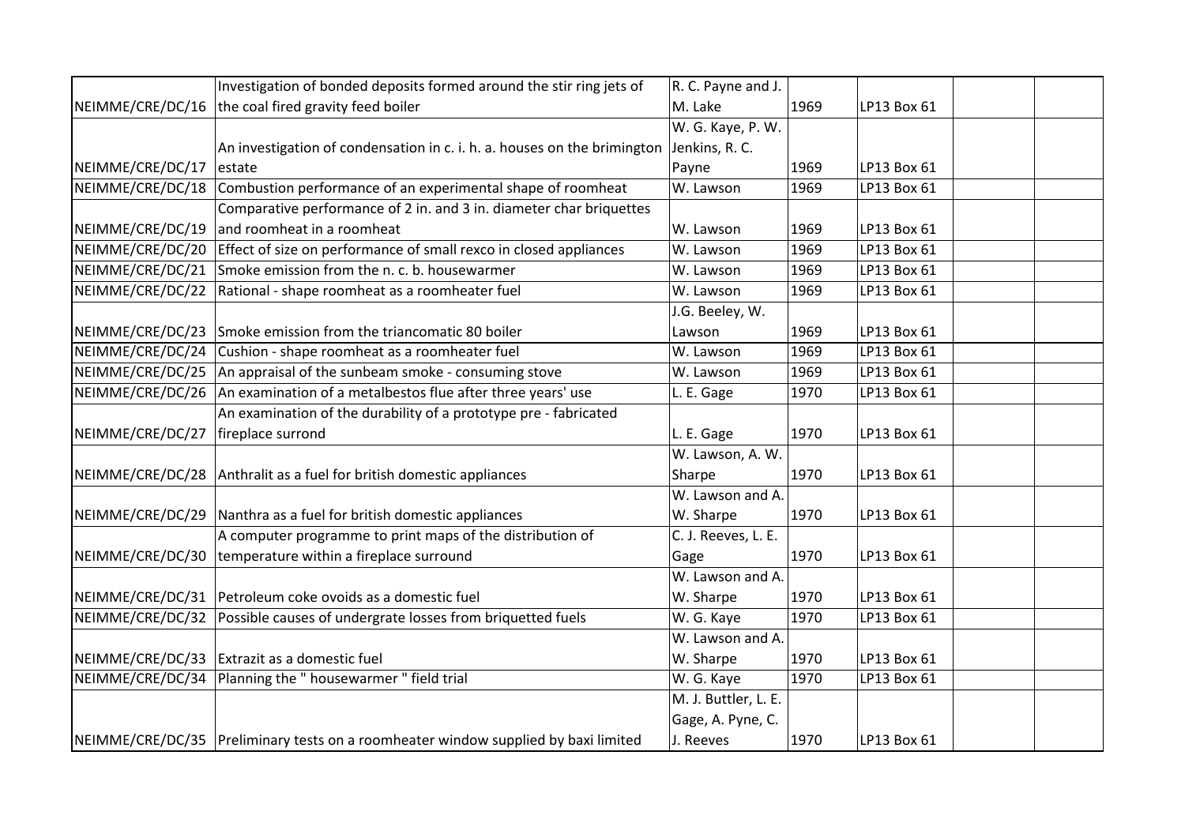| | | | | | | |
|---|---|---|---|---|---|---|
| NEIMME/CRE/DC/16 | Investigation of bonded deposits formed around the stir ring jets of the coal fired gravity feed boiler | R. C. Payne and J. M. Lake | 1969 | LP13 Box 61 | | |
| NEIMME/CRE/DC/17 | An investigation of condensation in c. i. h. a. houses on the brimington estate | W. G. Kaye, P. W. Jenkins, R. C. Payne | 1969 | LP13 Box 61 | | |
| NEIMME/CRE/DC/18 | Combustion performance of an experimental shape of roomheat | W. Lawson | 1969 | LP13 Box 61 | | |
| NEIMME/CRE/DC/19 | Comparative performance of 2 in. and 3 in. diameter char briquettes and roomheat in a roomheat | W. Lawson | 1969 | LP13 Box 61 | | |
| NEIMME/CRE/DC/20 | Effect of size on performance of small rexco in closed appliances | W. Lawson | 1969 | LP13 Box 61 | | |
| NEIMME/CRE/DC/21 | Smoke emission from the n. c. b. housewarmer | W. Lawson | 1969 | LP13 Box 61 | | |
| NEIMME/CRE/DC/22 | Rational - shape roomheat as a roomheater fuel | W. Lawson | 1969 | LP13 Box 61 | | |
| NEIMME/CRE/DC/23 | Smoke emission from the triancomatic 80 boiler | J.G. Beeley, W. Lawson | 1969 | LP13 Box 61 | | |
| NEIMME/CRE/DC/24 | Cushion - shape roomheat as a roomheater fuel | W. Lawson | 1969 | LP13 Box 61 | | |
| NEIMME/CRE/DC/25 | An appraisal of the sunbeam smoke - consuming stove | W. Lawson | 1969 | LP13 Box 61 | | |
| NEIMME/CRE/DC/26 | An examination of a metalbestos flue after three years' use | L. E. Gage | 1970 | LP13 Box 61 | | |
| NEIMME/CRE/DC/27 | An examination of the durability of a prototype pre - fabricated fireplace surrond | L. E. Gage | 1970 | LP13 Box 61 | | |
| NEIMME/CRE/DC/28 | Anthralit as a fuel for british domestic appliances | W. Lawson, A. W. Sharpe | 1970 | LP13 Box 61 | | |
| NEIMME/CRE/DC/29 | Nanthra as a fuel for british domestic appliances | W. Lawson and A. W. Sharpe | 1970 | LP13 Box 61 | | |
| NEIMME/CRE/DC/30 | A computer programme to print maps of the distribution of temperature within a fireplace surround | C. J. Reeves, L. E. Gage | 1970 | LP13 Box 61 | | |
| NEIMME/CRE/DC/31 | Petroleum coke ovoids as a domestic fuel | W. Lawson and A. W. Sharpe | 1970 | LP13 Box 61 | | |
| NEIMME/CRE/DC/32 | Possible causes of undergrate losses from briquetted fuels | W. G. Kaye | 1970 | LP13 Box 61 | | |
| NEIMME/CRE/DC/33 | Extrazit as a domestic fuel | W. Lawson and A. W. Sharpe | 1970 | LP13 Box 61 | | |
| NEIMME/CRE/DC/34 | Planning the " housewarmer " field trial | W. G. Kaye | 1970 | LP13 Box 61 | | |
| NEIMME/CRE/DC/35 | Preliminary tests on a roomheater window supplied by baxi limited | M. J. Buttler, L. E. Gage, A. Pyne, C. J. Reeves | 1970 | LP13 Box 61 | | |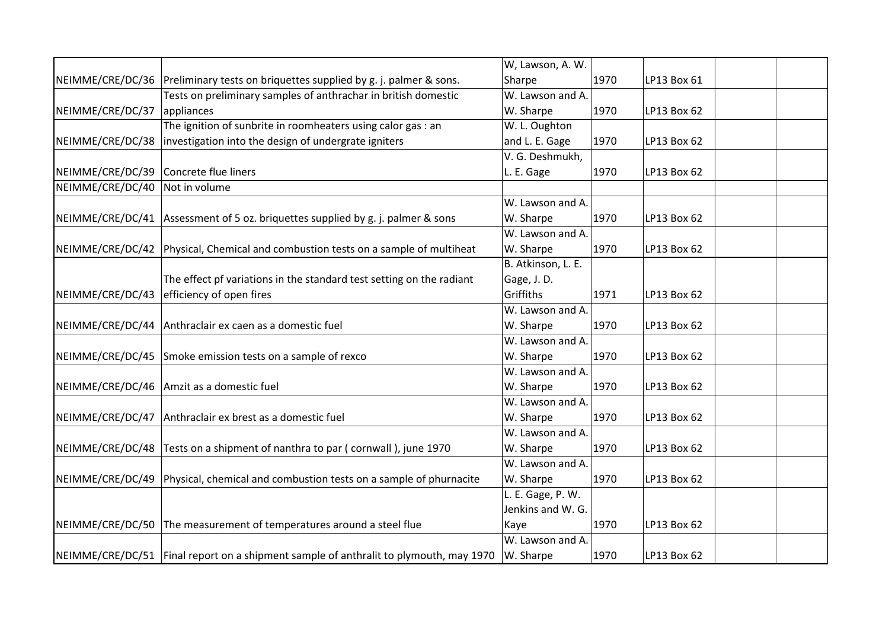| | | | | | | |
|---|---|---|---|---|---|---|
| NEIMME/CRE/DC/36 | Preliminary tests on briquettes supplied by g. j. palmer & sons. | W, Lawson, A. W. Sharpe | 1970 | LP13 Box 61 | | |
| NEIMME/CRE/DC/37 | Tests on preliminary samples of anthrachar in british domestic appliances | W. Lawson and A. W. Sharpe | 1970 | LP13 Box 62 | | |
| NEIMME/CRE/DC/38 | The ignition of sunbrite in roomheaters using calor gas : an investigation into the design of undergrate igniters | W. L. Oughton and L. E. Gage | 1970 | LP13 Box 62 | | |
| NEIMME/CRE/DC/39 | Concrete flue liners | V. G. Deshmukh, L. E. Gage | 1970 | LP13 Box 62 | | |
| NEIMME/CRE/DC/40 | Not in volume | | | | | |
| NEIMME/CRE/DC/41 | Assessment of 5 oz. briquettes supplied by g. j. palmer & sons | W. Lawson and A. W. Sharpe | 1970 | LP13 Box 62 | | |
| NEIMME/CRE/DC/42 | Physical, Chemical and combustion tests on a sample of multiheat | W. Lawson and A. W. Sharpe | 1970 | LP13 Box 62 | | |
| NEIMME/CRE/DC/43 | The effect pf variations in the standard test setting on the radiant efficiency of open fires | B. Atkinson, L. E. Gage, J. D. Griffiths | 1971 | LP13 Box 62 | | |
| NEIMME/CRE/DC/44 | Anthraclair ex caen as a domestic fuel | W. Lawson and A. W. Sharpe | 1970 | LP13 Box 62 | | |
| NEIMME/CRE/DC/45 | Smoke emission tests on a sample of rexco | W. Lawson and A. W. Sharpe | 1970 | LP13 Box 62 | | |
| NEIMME/CRE/DC/46 | Amzit as a domestic fuel | W. Lawson and A. W. Sharpe | 1970 | LP13 Box 62 | | |
| NEIMME/CRE/DC/47 | Anthraclair ex brest as a domestic fuel | W. Lawson and A. W. Sharpe | 1970 | LP13 Box 62 | | |
| NEIMME/CRE/DC/48 | Tests on a shipment of nanthra to par ( cornwall ), june 1970 | W. Lawson and A. W. Sharpe | 1970 | LP13 Box 62 | | |
| NEIMME/CRE/DC/49 | Physical, chemical and combustion tests on a sample of phurnacite | W. Lawson and A. W. Sharpe | 1970 | LP13 Box 62 | | |
| NEIMME/CRE/DC/50 | The measurement of temperatures around a steel flue | L. E. Gage, P. W. Jenkins and W. G. Kaye | 1970 | LP13 Box 62 | | |
| NEIMME/CRE/DC/51 | Final report on a shipment sample of anthralit to plymouth, may 1970 | W. Lawson and A. W. Sharpe | 1970 | LP13 Box 62 | | |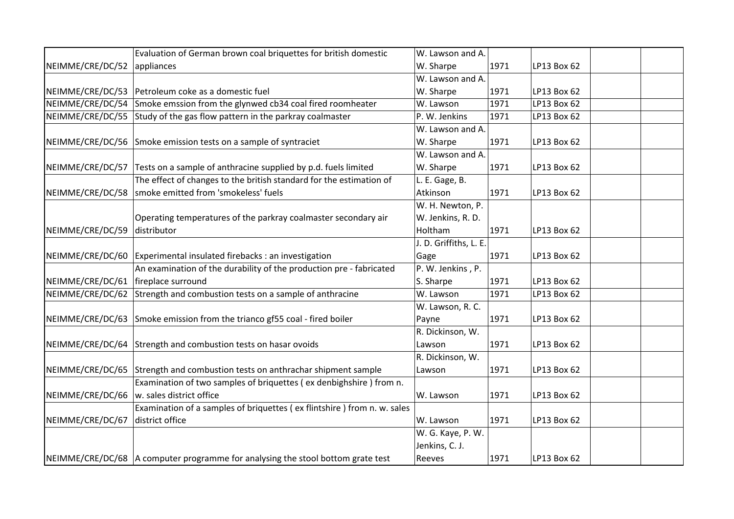| | | | | | | |
|---|---|---|---|---|---|---|
| NEIMME/CRE/DC/52 | Evaluation of German brown coal briquettes for british domestic appliances | W. Lawson and A. W. Sharpe | 1971 | LP13 Box 62 | | |
| NEIMME/CRE/DC/53 | Petroleum coke as a domestic fuel | W. Lawson and A. W. Sharpe | 1971 | LP13 Box 62 | | |
| NEIMME/CRE/DC/54 | Smoke emssion from the glynwed cb34 coal fired roomheater | W. Lawson | 1971 | LP13 Box 62 | | |
| NEIMME/CRE/DC/55 | Study of the gas flow pattern in the parkray coalmaster | P. W. Jenkins | 1971 | LP13 Box 62 | | |
| NEIMME/CRE/DC/56 | Smoke emission tests on a sample of syntraciet | W. Lawson and A. W. Sharpe | 1971 | LP13 Box 62 | | |
| NEIMME/CRE/DC/57 | Tests on a sample of anthracine supplied by p.d. fuels limited | W. Lawson and A. W. Sharpe | 1971 | LP13 Box 62 | | |
| NEIMME/CRE/DC/58 | The effect of changes to the british standard for the estimation of smoke emitted from 'smokeless' fuels | L. E. Gage, B. Atkinson | 1971 | LP13 Box 62 | | |
| NEIMME/CRE/DC/59 | Operating temperatures of the parkray coalmaster secondary air distributor | W. H. Newton, P. W. Jenkins, R. D. Holtham | 1971 | LP13 Box 62 | | |
| NEIMME/CRE/DC/60 | Experimental insulated firebacks : an investigation | J. D. Griffiths, L. E. Gage | 1971 | LP13 Box 62 | | |
| NEIMME/CRE/DC/61 | An examination of the durability of the production pre - fabricated fireplace surround | P. W. Jenkins , P. S. Sharpe | 1971 | LP13 Box 62 | | |
| NEIMME/CRE/DC/62 | Strength and combustion tests on a sample of anthracine | W. Lawson | 1971 | LP13 Box 62 | | |
| NEIMME/CRE/DC/63 | Smoke emission from the trianco gf55 coal - fired boiler | W. Lawson, R. C. Payne | 1971 | LP13 Box 62 | | |
| NEIMME/CRE/DC/64 | Strength and combustion tests on hasar ovoids | R. Dickinson, W. Lawson | 1971 | LP13 Box 62 | | |
| NEIMME/CRE/DC/65 | Strength and combustion tests on anthrachar shipment sample | R. Dickinson, W. Lawson | 1971 | LP13 Box 62 | | |
| NEIMME/CRE/DC/66 | Examination of two samples of briquettes ( ex denbighshire ) from n. w. sales district office | W. Lawson | 1971 | LP13 Box 62 | | |
| NEIMME/CRE/DC/67 | Examination of a samples of briquettes ( ex flintshire ) from n. w. sales district office | W. Lawson | 1971 | LP13 Box 62 | | |
| NEIMME/CRE/DC/68 | A computer programme for analysing the stool bottom grate test | W. G. Kaye, P. W. Jenkins, C. J. Reeves | 1971 | LP13 Box 62 | | |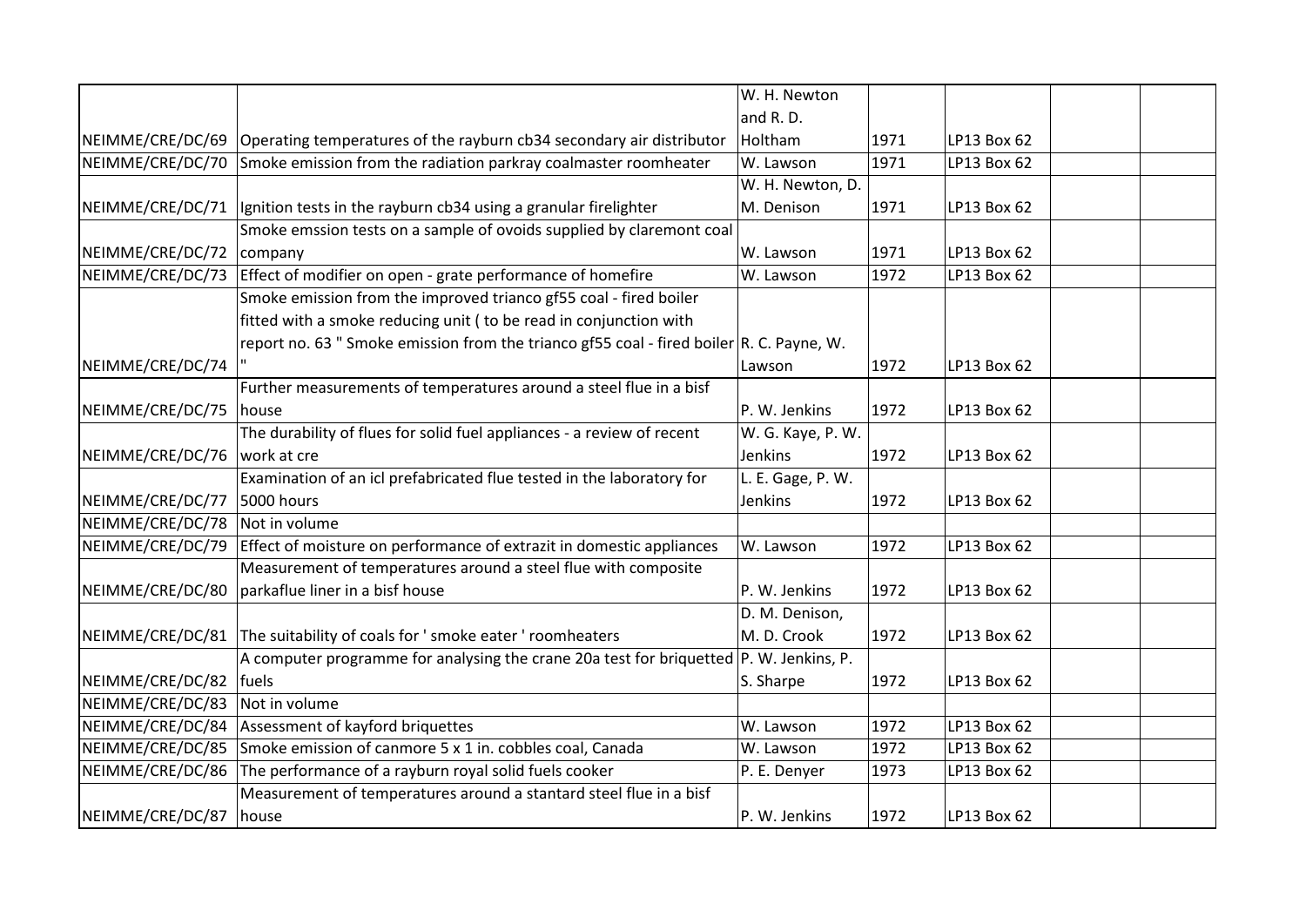| | | | | | | |
|---|---|---|---|---|---|---|
| NEIMME/CRE/DC/69 | Operating temperatures of the rayburn cb34 secondary air distributor | W. H. Newton and R. D. Holtham | 1971 | LP13 Box 62 | | |
| NEIMME/CRE/DC/70 | Smoke emission from the radiation parkray coalmaster roomheater | W. Lawson | 1971 | LP13 Box 62 | | |
| NEIMME/CRE/DC/71 | Ignition tests in the rayburn cb34 using a granular firelighter | W. H. Newton, D. M. Denison | 1971 | LP13 Box 62 | | |
| NEIMME/CRE/DC/72 | Smoke emssion tests on a sample of ovoids supplied by claremont coal company | W. Lawson | 1971 | LP13 Box 62 | | |
| NEIMME/CRE/DC/73 | Effect of modifier on open - grate performance of homefire | W. Lawson | 1972 | LP13 Box 62 | | |
| NEIMME/CRE/DC/74 | Smoke emission from the improved trianco gf55 coal - fired boiler fitted with a smoke reducing unit ( to be read in conjunction with report no. 63 " Smoke emission from the trianco gf55 coal - fired boiler " | R. C. Payne, W. Lawson | 1972 | LP13 Box 62 | | |
| NEIMME/CRE/DC/75 | Further measurements of temperatures around a steel flue in a bisf house | P. W. Jenkins | 1972 | LP13 Box 62 | | |
| NEIMME/CRE/DC/76 | The durability of flues for solid fuel appliances - a review of recent work at cre | W. G. Kaye, P. W. Jenkins | 1972 | LP13 Box 62 | | |
| NEIMME/CRE/DC/77 | Examination of an icl prefabricated flue tested in the laboratory for 5000 hours | L. E. Gage, P. W. Jenkins | 1972 | LP13 Box 62 | | |
| NEIMME/CRE/DC/78 | Not in volume | | | | | |
| NEIMME/CRE/DC/79 | Effect of moisture on performance of extrazit in domestic appliances | W. Lawson | 1972 | LP13 Box 62 | | |
| NEIMME/CRE/DC/80 | Measurement of temperatures around a steel flue with composite parkaflue liner in a bisf house | P. W. Jenkins | 1972 | LP13 Box 62 | | |
| NEIMME/CRE/DC/81 | The suitability of coals for ' smoke eater ' roomheaters | D. M. Denison, M. D. Crook | 1972 | LP13 Box 62 | | |
| NEIMME/CRE/DC/82 | A computer programme for analysing the crane 20a test for briquetted fuels | P. W. Jenkins, P. S. Sharpe | 1972 | LP13 Box 62 | | |
| NEIMME/CRE/DC/83 | Not in volume | | | | | |
| NEIMME/CRE/DC/84 | Assessment of kayford briquettes | W. Lawson | 1972 | LP13 Box 62 | | |
| NEIMME/CRE/DC/85 | Smoke emission of canmore 5 x 1 in. cobbles coal, Canada | W. Lawson | 1972 | LP13 Box 62 | | |
| NEIMME/CRE/DC/86 | The performance of a rayburn royal solid fuels cooker | P. E. Denyer | 1973 | LP13 Box 62 | | |
| NEIMME/CRE/DC/87 | Measurement of temperatures around a stantard steel flue in a bisf house | P. W. Jenkins | 1972 | LP13 Box 62 | | |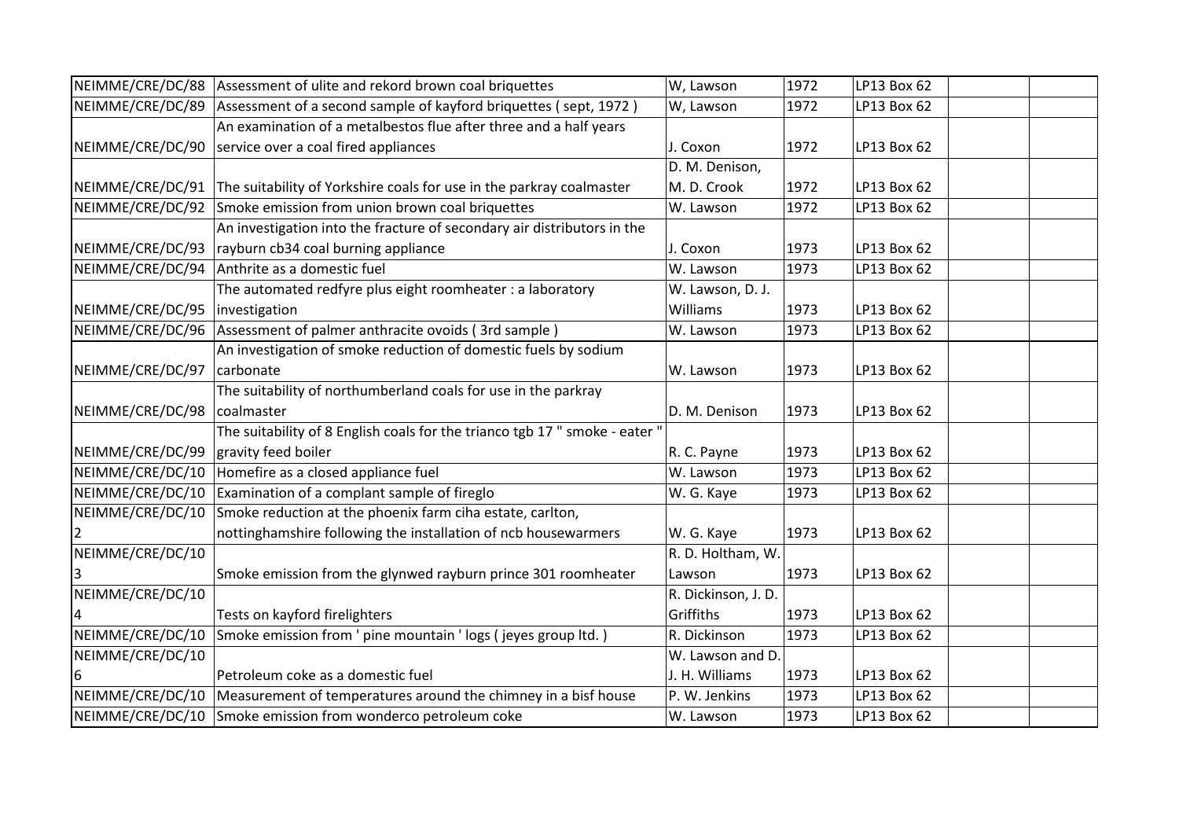| | | | | | | |
|---|---|---|---|---|---|---|
| NEIMME/CRE/DC/88 | Assessment of ulite and rekord brown coal briquettes | W, Lawson | 1972 | LP13 Box 62 | | |
| NEIMME/CRE/DC/89 | Assessment of a second sample of kayford briquettes ( sept, 1972 ) | W, Lawson | 1972 | LP13 Box 62 | | |
| NEIMME/CRE/DC/90 | An examination of a metalbestos flue after three and a half years service over a coal fired appliances | J. Coxon | 1972 | LP13 Box 62 | | |
| NEIMME/CRE/DC/91 | The suitability of Yorkshire coals for use in the parkray coalmaster | D. M. Denison, M. D. Crook | 1972 | LP13 Box 62 | | |
| NEIMME/CRE/DC/92 | Smoke emission from union brown coal briquettes | W. Lawson | 1972 | LP13 Box 62 | | |
| NEIMME/CRE/DC/93 | An investigation into the fracture of secondary air distributors in the rayburn cb34 coal burning appliance | J. Coxon | 1973 | LP13 Box 62 | | |
| NEIMME/CRE/DC/94 | Anthrite as a domestic fuel | W. Lawson | 1973 | LP13 Box 62 | | |
| NEIMME/CRE/DC/95 | The automated redfyre plus eight roomheater : a laboratory investigation | W. Lawson, D. J. Williams | 1973 | LP13 Box 62 | | |
| NEIMME/CRE/DC/96 | Assessment of palmer anthracite ovoids ( 3rd sample ) | W. Lawson | 1973 | LP13 Box 62 | | |
| NEIMME/CRE/DC/97 | An investigation of smoke reduction of domestic fuels by sodium carbonate | W. Lawson | 1973 | LP13 Box 62 | | |
| NEIMME/CRE/DC/98 | The suitability of northumberland coals for use in the parkray coalmaster | D. M. Denison | 1973 | LP13 Box 62 | | |
| NEIMME/CRE/DC/99 | The suitability of 8 English coals for the trianco tgb 17 " smoke - eater " gravity feed boiler | R. C. Payne | 1973 | LP13 Box 62 | | |
| NEIMME/CRE/DC/10 | Homefire as a closed appliance fuel | W. Lawson | 1973 | LP13 Box 62 | | |
| NEIMME/CRE/DC/10 | Examination of a complant sample of fireglo | W. G. Kaye | 1973 | LP13 Box 62 | | |
| NEIMME/CRE/DC/102 | Smoke reduction at the phoenix farm ciha estate, carlton, nottinghamshire following the installation of ncb housewarmers | W. G. Kaye | 1973 | LP13 Box 62 | | |
| NEIMME/CRE/DC/103 | Smoke emission from the glynwed rayburn prince 301 roomheater | R. D. Holtham, W. Lawson | 1973 | LP13 Box 62 | | |
| NEIMME/CRE/DC/104 | Tests on kayford firelighters | R. Dickinson, J. D. Griffiths | 1973 | LP13 Box 62 | | |
| NEIMME/CRE/DC/10 | Smoke emission from ' pine mountain ' logs ( jeyes group ltd. ) | R. Dickinson | 1973 | LP13 Box 62 | | |
| NEIMME/CRE/DC/106 | Petroleum coke as a domestic fuel | W. Lawson and D. J. H. Williams | 1973 | LP13 Box 62 | | |
| NEIMME/CRE/DC/10 | Measurement of temperatures around the chimney in a bisf house | P. W. Jenkins | 1973 | LP13 Box 62 | | |
| NEIMME/CRE/DC/10 | Smoke emission from wonderco petroleum coke | W. Lawson | 1973 | LP13 Box 62 | | |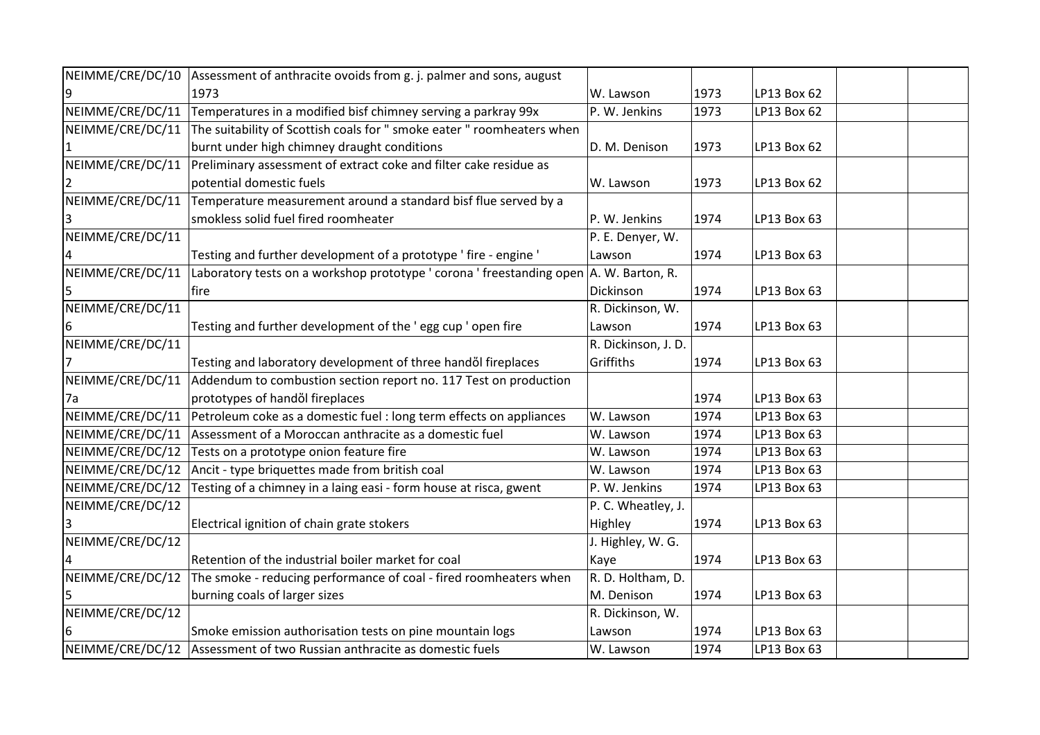| NEIMME/CRE/DC/109 | Assessment of anthracite ovoids from g. j. palmer and sons, august 1973 | W. Lawson | 1973 | LP13 Box 62 | | |
|---|---|---|---|---|---|---|
| NEIMME/CRE/DC/11 | Temperatures in a modified bisf chimney serving a parkray 99x | P. W. Jenkins | 1973 | LP13 Box 62 | | |
| NEIMME/CRE/DC/111 | The suitability of Scottish coals for " smoke eater " roomheaters when burnt under high chimney draught conditions | D. M. Denison | 1973 | LP13 Box 62 | | |
| NEIMME/CRE/DC/112 | Preliminary assessment of extract coke and filter cake residue as potential domestic fuels | W. Lawson | 1973 | LP13 Box 62 | | |
| NEIMME/CRE/DC/113 | Temperature measurement around a standard bisf flue served by a smokless solid fuel fired roomheater | P. W. Jenkins | 1974 | LP13 Box 63 | | |
| NEIMME/CRE/DC/114 | Testing and further development of a prototype ' fire - engine ' | P. E. Denyer, W. Lawson | 1974 | LP13 Box 63 | | |
| NEIMME/CRE/DC/115 | Laboratory tests on a workshop prototype ' corona ' freestanding open fire | A. W. Barton, R. Dickinson | 1974 | LP13 Box 63 | | |
| NEIMME/CRE/DC/116 | Testing and further development of the ' egg cup ' open fire | R. Dickinson, W. Lawson | 1974 | LP13 Box 63 | | |
| NEIMME/CRE/DC/117 | Testing and laboratory development of three handől fireplaces | R. Dickinson, J. D. Griffiths | 1974 | LP13 Box 63 | | |
| NEIMME/CRE/DC/117a | Addendum to combustion section report no. 117 Test on production prototypes of handől fireplaces | | 1974 | LP13 Box 63 | | |
| NEIMME/CRE/DC/11 | Petroleum coke as a domestic fuel : long term effects on appliances | W. Lawson | 1974 | LP13 Box 63 | | |
| NEIMME/CRE/DC/11 | Assessment of a Moroccan anthracite as a domestic fuel | W. Lawson | 1974 | LP13 Box 63 | | |
| NEIMME/CRE/DC/12 | Tests on a prototype onion feature fire | W. Lawson | 1974 | LP13 Box 63 | | |
| NEIMME/CRE/DC/12 | Ancit - type briquettes made from british coal | W. Lawson | 1974 | LP13 Box 63 | | |
| NEIMME/CRE/DC/12 | Testing of a chimney in a laing easi - form house at risca, gwent | P. W. Jenkins | 1974 | LP13 Box 63 | | |
| NEIMME/CRE/DC/123 | Electrical ignition of chain grate stokers | P. C. Wheatley, J. Highley | 1974 | LP13 Box 63 | | |
| NEIMME/CRE/DC/124 | Retention of the industrial boiler market for coal | J. Highley, W. G. Kaye | 1974 | LP13 Box 63 | | |
| NEIMME/CRE/DC/125 | The smoke - reducing performance of coal - fired roomheaters when burning coals of larger sizes | R. D. Holtham, D. M. Denison | 1974 | LP13 Box 63 | | |
| NEIMME/CRE/DC/126 | Smoke emission authorisation tests on pine mountain logs | R. Dickinson, W. Lawson | 1974 | LP13 Box 63 | | |
| NEIMME/CRE/DC/12 | Assessment of two Russian anthracite as domestic fuels | W. Lawson | 1974 | LP13 Box 63 | | |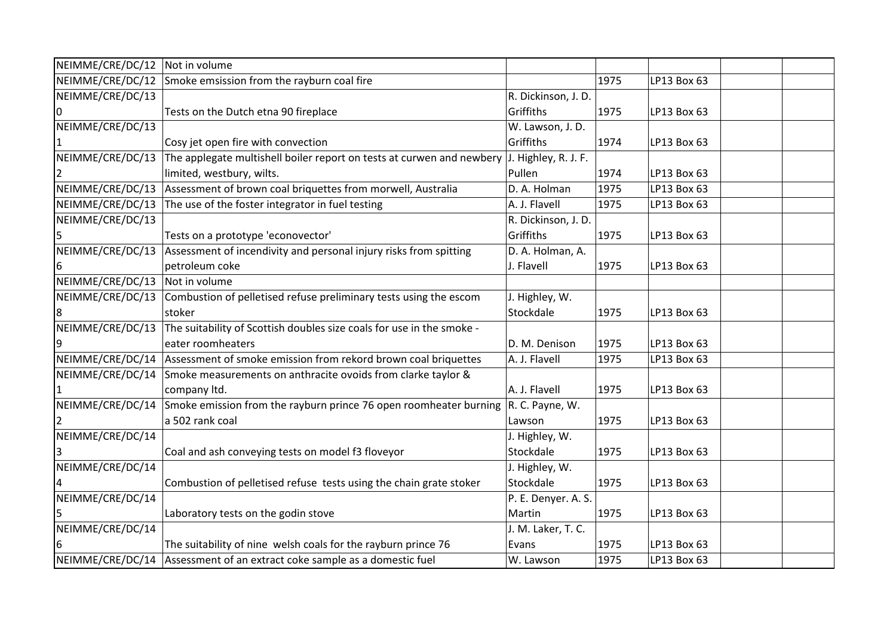| | | | | | | |
|---|---|---|---|---|---|---|
| NEIMME/CRE/DC/12 | Not in volume | | | | | |
| NEIMME/CRE/DC/12 | Smoke emsission from the rayburn coal fire | | 1975 | LP13 Box 63 | | |
| NEIMME/CRE/DC/130 | Tests on the Dutch etna 90 fireplace | R. Dickinson, J. D. Griffiths | 1975 | LP13 Box 63 | | |
| NEIMME/CRE/DC/131 | Cosy jet open fire with convection | W. Lawson, J. D. Griffiths | 1974 | LP13 Box 63 | | |
| NEIMME/CRE/DC/132 | The applegate multishell boiler report on tests at curwen and newbery limited, westbury, wilts. | J. Highley, R. J. F. Pullen | 1974 | LP13 Box 63 | | |
| NEIMME/CRE/DC/13 | Assessment of brown coal briquettes from morwell, Australia | D. A. Holman | 1975 | LP13 Box 63 | | |
| NEIMME/CRE/DC/13 | The use of the foster integrator in fuel testing | A. J. Flavell | 1975 | LP13 Box 63 | | |
| NEIMME/CRE/DC/135 | Tests on a prototype 'econovector' | R. Dickinson, J. D. Griffiths | 1975 | LP13 Box 63 | | |
| NEIMME/CRE/DC/136 | Assessment of incendivity and personal injury risks from spitting petroleum coke | D. A. Holman, A. J. Flavell | 1975 | LP13 Box 63 | | |
| NEIMME/CRE/DC/13 | Not in volume | | | | | |
| NEIMME/CRE/DC/138 | Combustion of pelletised refuse preliminary tests using the escom stoker | J. Highley, W. Stockdale | 1975 | LP13 Box 63 | | |
| NEIMME/CRE/DC/139 | The suitability of Scottish doubles size coals for use in the smoke - eater roomheaters | D. M. Denison | 1975 | LP13 Box 63 | | |
| NEIMME/CRE/DC/14 | Assessment of smoke emission from rekord brown coal briquettes | A. J. Flavell | 1975 | LP13 Box 63 | | |
| NEIMME/CRE/DC/141 | Smoke measurements on anthracite ovoids from clarke taylor & company ltd. | A. J. Flavell | 1975 | LP13 Box 63 | | |
| NEIMME/CRE/DC/142 | Smoke emission from the rayburn prince 76 open roomheater burning a 502 rank coal | R. C. Payne, W. Lawson | 1975 | LP13 Box 63 | | |
| NEIMME/CRE/DC/143 | Coal and ash conveying tests on model f3 floveyor | J. Highley, W. Stockdale | 1975 | LP13 Box 63 | | |
| NEIMME/CRE/DC/144 | Combustion of pelletised refuse tests using the chain grate stoker | J. Highley, W. Stockdale | 1975 | LP13 Box 63 | | |
| NEIMME/CRE/DC/145 | Laboratory tests on the godin stove | P. E. Denyer. A. S. Martin | 1975 | LP13 Box 63 | | |
| NEIMME/CRE/DC/146 | The suitability of nine welsh coals for the rayburn prince 76 | J. M. Laker, T. C. Evans | 1975 | LP13 Box 63 | | |
| NEIMME/CRE/DC/14 | Assessment of an extract coke sample as a domestic fuel | W. Lawson | 1975 | LP13 Box 63 | | |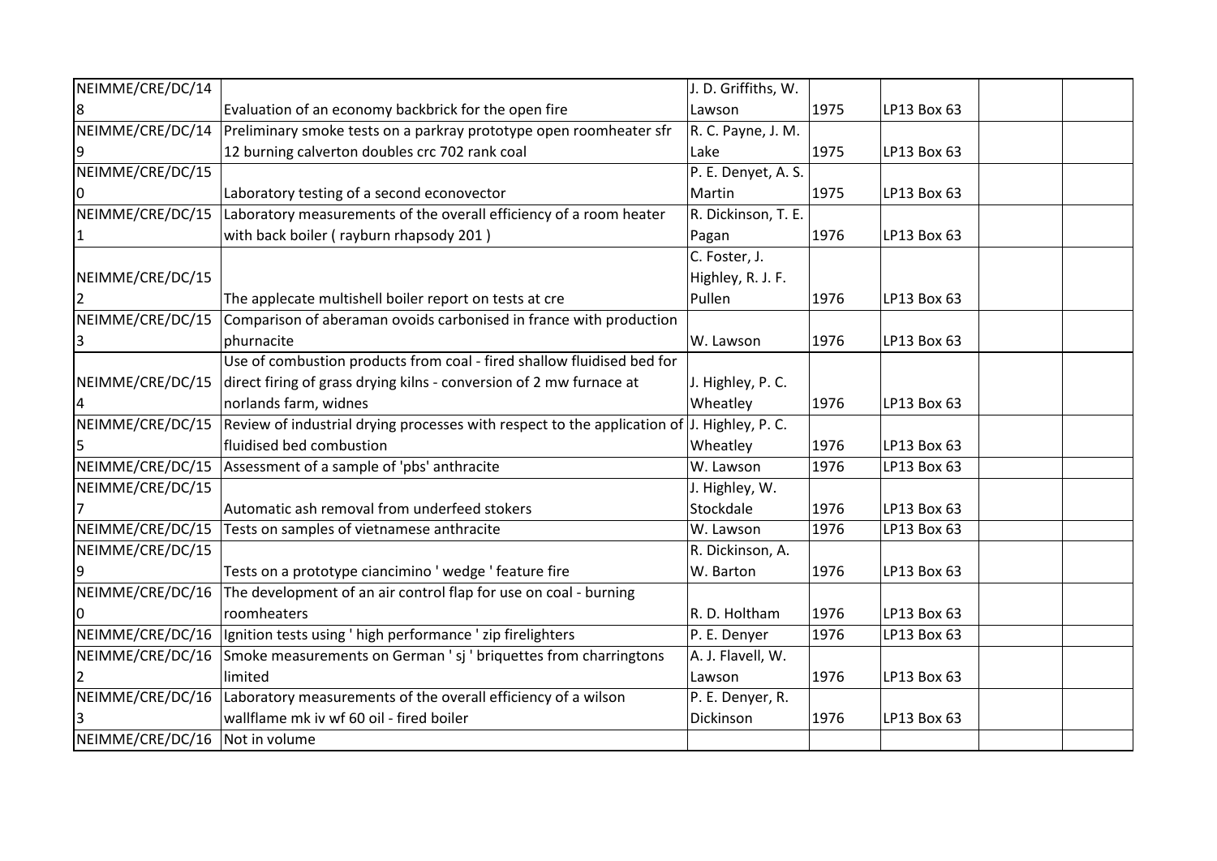| | | | | | | |
|---|---|---|---|---|---|---|
| NEIMME/CRE/DC/148 | Evaluation of an economy backbrick for the open fire | J. D. Griffiths, W. Lawson | 1975 | LP13 Box 63 | | |
| NEIMME/CRE/DC/149 | Preliminary smoke tests on a parkray prototype open roomheater sfr 12 burning calverton doubles crc 702 rank coal | R. C. Payne, J. M. Lake | 1975 | LP13 Box 63 | | |
| NEIMME/CRE/DC/150 | Laboratory testing of a second econovector | P. E. Denyet, A. S. Martin | 1975 | LP13 Box 63 | | |
| NEIMME/CRE/DC/151 | Laboratory measurements of the overall efficiency of a room heater with back boiler ( rayburn rhapsody 201 ) | R. Dickinson, T. E. Pagan | 1976 | LP13 Box 63 | | |
| NEIMME/CRE/DC/152 | The applecate multishell boiler report on tests at cre | C. Foster, J. Highley, R. J. F. Pullen | 1976 | LP13 Box 63 | | |
| NEIMME/CRE/DC/153 | Comparison of aberaman ovoids carbonised in france with production phurnacite | W. Lawson | 1976 | LP13 Box 63 | | |
| NEIMME/CRE/DC/154 | Use of combustion products from coal - fired shallow fluidised bed for direct firing of grass drying kilns - conversion of 2 mw furnace at norlands farm, widnes | J. Highley, P. C. Wheatley | 1976 | LP13 Box 63 | | |
| NEIMME/CRE/DC/155 | Review of industrial drying processes with respect to the application of fluidised bed combustion | J. Highley, P. C. Wheatley | 1976 | LP13 Box 63 | | |
| NEIMME/CRE/DC/156 | Assessment of a sample of 'pbs' anthracite | W. Lawson | 1976 | LP13 Box 63 | | |
| NEIMME/CRE/DC/157 | Automatic ash removal from underfeed stokers | J. Highley, W. Stockdale | 1976 | LP13 Box 63 | | |
| NEIMME/CRE/DC/158 | Tests on samples of vietnamese anthracite | W. Lawson | 1976 | LP13 Box 63 | | |
| NEIMME/CRE/DC/159 | Tests on a prototype ciancimino ' wedge ' feature fire | R. Dickinson, A. W. Barton | 1976 | LP13 Box 63 | | |
| NEIMME/CRE/DC/160 | The development of an air control flap for use on coal - burning roomheaters | R. D. Holtham | 1976 | LP13 Box 63 | | |
| NEIMME/CRE/DC/161 | Ignition tests using ' high performance ' zip firelighters | P. E. Denyer | 1976 | LP13 Box 63 | | |
| NEIMME/CRE/DC/162 | Smoke measurements on German ' sj ' briquettes from charringtons limited | A. J. Flavell, W. Lawson | 1976 | LP13 Box 63 | | |
| NEIMME/CRE/DC/163 | Laboratory measurements of the overall efficiency of a wilson wallflame mk iv wf 60 oil - fired boiler | P. E. Denyer, R. Dickinson | 1976 | LP13 Box 63 | | |
| NEIMME/CRE/DC/16 | Not in volume | | | | | |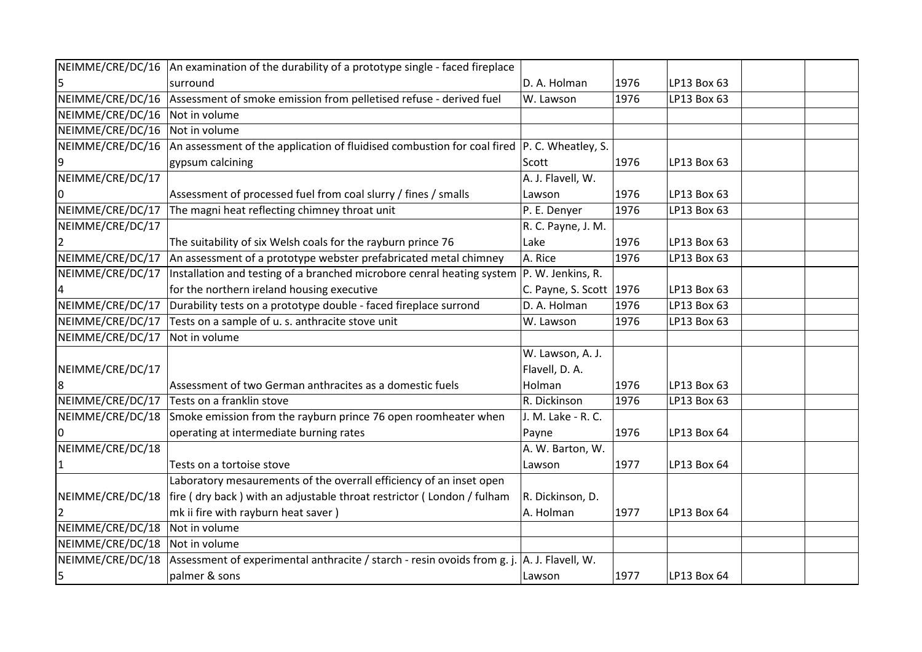| | | | | | | |
|---|---|---|---|---|---|---|
| NEIMME/CRE/DC/165 | An examination of the durability of a prototype single - faced fireplace surround | D. A. Holman | 1976 | LP13 Box 63 | | |
| NEIMME/CRE/DC/16 | Assessment of smoke emission from pelletised refuse - derived fuel | W. Lawson | 1976 | LP13 Box 63 | | |
| NEIMME/CRE/DC/16 | Not in volume | | | | | |
| NEIMME/CRE/DC/16 | Not in volume | | | | | |
| NEIMME/CRE/DC/169 | An assessment of the application of fluidised combustion for coal fired gypsum calcining | P. C. Wheatley, S. Scott | 1976 | LP13 Box 63 | | |
| NEIMME/CRE/DC/170 | Assessment of processed fuel from coal slurry / fines / smalls | A. J. Flavell, W. Lawson | 1976 | LP13 Box 63 | | |
| NEIMME/CRE/DC/17 | The magni heat reflecting chimney throat unit | P. E. Denyer | 1976 | LP13 Box 63 | | |
| NEIMME/CRE/DC/172 | The suitability of six Welsh coals for the rayburn prince 76 | R. C. Payne, J. M. Lake | 1976 | LP13 Box 63 | | |
| NEIMME/CRE/DC/17 | An assessment of a prototype webster prefabricated metal chimney | A. Rice | 1976 | LP13 Box 63 | | |
| NEIMME/CRE/DC/174 | Installation and testing of a branched microbore cenral heating system for the northern ireland housing executive | P. W. Jenkins, R. C. Payne, S. Scott | 1976 | LP13 Box 63 | | |
| NEIMME/CRE/DC/17 | Durability tests on a prototype double - faced fireplace surrond | D. A. Holman | 1976 | LP13 Box 63 | | |
| NEIMME/CRE/DC/17 | Tests on a sample of u. s. anthracite stove unit | W. Lawson | 1976 | LP13 Box 63 | | |
| NEIMME/CRE/DC/17 | Not in volume | | | | | |
| NEIMME/CRE/DC/178 | Assessment of two German anthracites as a domestic fuels | W. Lawson, A. J. Flavell, D. A. Holman | 1976 | LP13 Box 63 | | |
| NEIMME/CRE/DC/17 | Tests on a franklin stove | R. Dickinson | 1976 | LP13 Box 63 | | |
| NEIMME/CRE/DC/180 | Smoke emission from the rayburn prince 76 open roomheater when operating at intermediate burning rates | J. M. Lake - R. C. Payne | 1976 | LP13 Box 64 | | |
| NEIMME/CRE/DC/181 | Tests on a tortoise stove | A. W. Barton, W. Lawson | 1977 | LP13 Box 64 | | |
| NEIMME/CRE/DC/182 | Laboratory mesaurements of the overrall efficiency of an inset open fire ( dry back ) with an adjustable throat restrictor ( London / fulham mk ii fire with rayburn heat saver ) | R. Dickinson, D. A. Holman | 1977 | LP13 Box 64 | | |
| NEIMME/CRE/DC/18 | Not in volume | | | | | |
| NEIMME/CRE/DC/18 | Not in volume | | | | | |
| NEIMME/CRE/DC/185 | Assessment of experimental anthracite / starch - resin ovoids from g. j. palmer & sons | A. J. Flavell, W. Lawson | 1977 | LP13 Box 64 | | |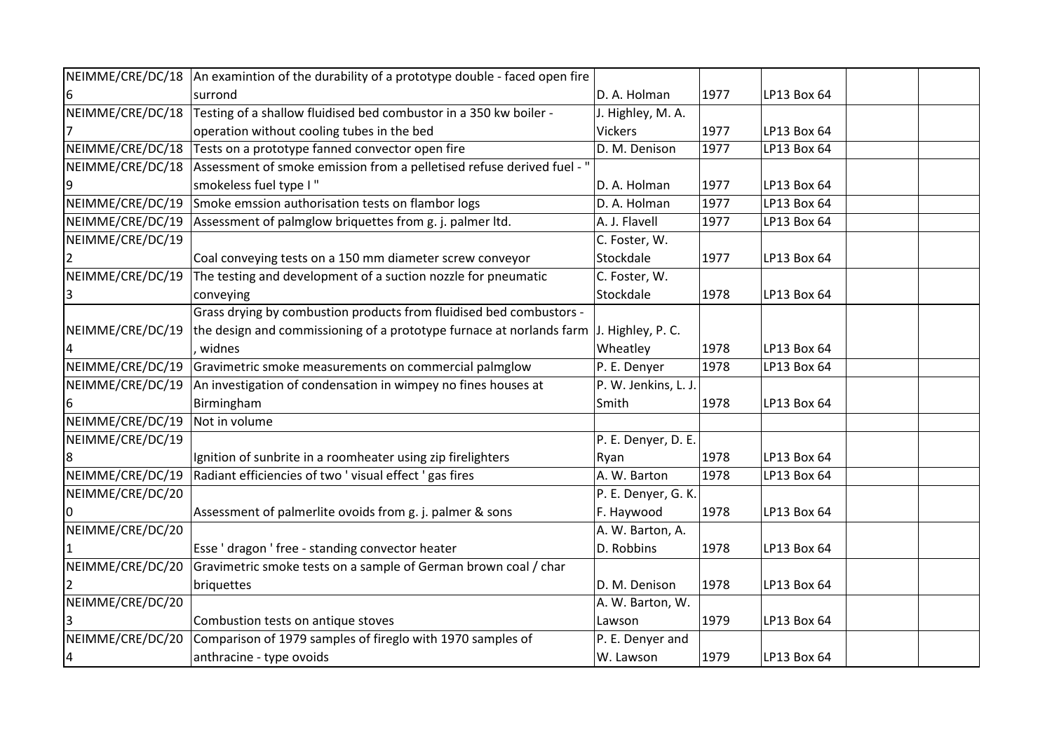| | | | | | | |
|---|---|---|---|---|---|---|
| NEIMME/CRE/DC/186 | An examintion of the durability of a prototype double - faced open fire surrond | D. A. Holman | 1977 | LP13 Box 64 | | |
| NEIMME/CRE/DC/187 | Testing of a shallow fluidised bed combustor in a 350 kw boiler - operation without cooling tubes in the bed | J. Highley, M. A. Vickers | 1977 | LP13 Box 64 | | |
| NEIMME/CRE/DC/188 | Tests on a prototype fanned convector open fire | D. M. Denison | 1977 | LP13 Box 64 | | |
| NEIMME/CRE/DC/189 | Assessment of smoke emission from a pelletised refuse derived fuel - " smokeless fuel type I " | D. A. Holman | 1977 | LP13 Box 64 | | |
| NEIMME/CRE/DC/190 | Smoke emssion authorisation tests on flambor logs | D. A. Holman | 1977 | LP13 Box 64 | | |
| NEIMME/CRE/DC/191 | Assessment of palmglow briquettes from g. j. palmer ltd. | A. J. Flavell | 1977 | LP13 Box 64 | | |
| NEIMME/CRE/DC/192 | Coal conveying tests on a 150 mm diameter screw conveyor | C. Foster, W. Stockdale | 1977 | LP13 Box 64 | | |
| NEIMME/CRE/DC/193 | The testing and development of a suction nozzle for pneumatic conveying | C. Foster, W. Stockdale | 1978 | LP13 Box 64 | | |
| NEIMME/CRE/DC/194 | Grass drying by combustion products from fluidised bed combustors - the design and commissioning of a prototype furnace at norlands farm , widnes | J. Highley, P. C. Wheatley | 1978 | LP13 Box 64 | | |
| NEIMME/CRE/DC/195 | Gravimetric smoke measurements on commercial palmglow | P. E. Denyer | 1978 | LP13 Box 64 | | |
| NEIMME/CRE/DC/196 | An investigation of condensation in wimpey no fines houses at Birmingham | P. W. Jenkins, L. J. Smith | 1978 | LP13 Box 64 | | |
| NEIMME/CRE/DC/197 | Not in volume | | | | | |
| NEIMME/CRE/DC/198 | Ignition of sunbrite in a roomheater using zip firelighters | P. E. Denyer, D. E. Ryan | 1978 | LP13 Box 64 | | |
| NEIMME/CRE/DC/199 | Radiant efficiencies of two ' visual effect ' gas fires | A. W. Barton | 1978 | LP13 Box 64 | | |
| NEIMME/CRE/DC/200 | Assessment of palmerlite ovoids from g. j. palmer & sons | P. E. Denyer, G. K. F. Haywood | 1978 | LP13 Box 64 | | |
| NEIMME/CRE/DC/201 | Esse ' dragon ' free - standing convector heater | A. W. Barton, A. D. Robbins | 1978 | LP13 Box 64 | | |
| NEIMME/CRE/DC/202 | Gravimetric smoke tests on a sample of German brown coal / char briquettes | D. M. Denison | 1978 | LP13 Box 64 | | |
| NEIMME/CRE/DC/203 | Combustion tests on antique stoves | A. W. Barton, W. Lawson | 1979 | LP13 Box 64 | | |
| NEIMME/CRE/DC/204 | Comparison of 1979 samples of fireglo with 1970 samples of anthracine - type ovoids | P. E. Denyer and W. Lawson | 1979 | LP13 Box 64 | | |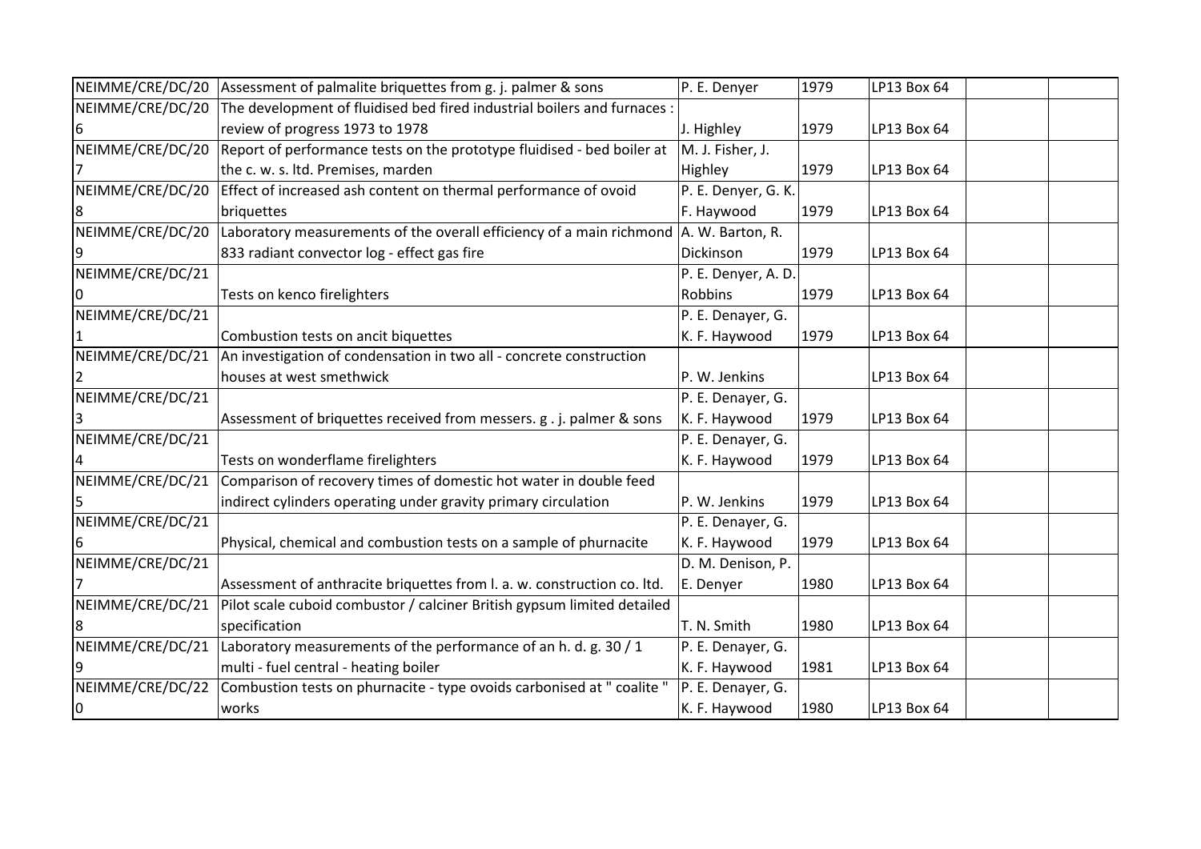| | | | | | | |
|---|---|---|---|---|---|---|
| NEIMME/CRE/DC/205 | Assessment of palmalite briquettes from g. j. palmer & sons | P. E. Denyer | 1979 | LP13 Box 64 | | |
| NEIMME/CRE/DC/206 | The development of fluidised bed fired industrial boilers and furnaces : review of progress 1973 to 1978 | J. Highley | 1979 | LP13 Box 64 | | |
| NEIMME/CRE/DC/207 | Report of performance tests on the prototype fluidised - bed boiler at the c. w. s. ltd. Premises, marden | M. J. Fisher, J. Highley | 1979 | LP13 Box 64 | | |
| NEIMME/CRE/DC/208 | Effect of increased ash content on thermal performance of ovoid briquettes | P. E. Denyer, G. K. F. Haywood | 1979 | LP13 Box 64 | | |
| NEIMME/CRE/DC/209 | Laboratory measurements of the overall efficiency of a main richmond 833 radiant convector log - effect gas fire | A. W. Barton, R. Dickinson | 1979 | LP13 Box 64 | | |
| NEIMME/CRE/DC/210 | Tests on kenco firelighters | P. E. Denyer, A. D. Robbins | 1979 | LP13 Box 64 | | |
| NEIMME/CRE/DC/211 | Combustion tests on ancit biquettes | P. E. Denayer, G. K. F. Haywood | 1979 | LP13 Box 64 | | |
| NEIMME/CRE/DC/212 | An investigation of condensation in two all - concrete construction houses at west smethwick | P. W. Jenkins | | LP13 Box 64 | | |
| NEIMME/CRE/DC/213 | Assessment of briquettes received from messers. g . j. palmer & sons | P. E. Denayer, G. K. F. Haywood | 1979 | LP13 Box 64 | | |
| NEIMME/CRE/DC/214 | Tests on wonderflame firelighters | P. E. Denayer, G. K. F. Haywood | 1979 | LP13 Box 64 | | |
| NEIMME/CRE/DC/215 | Comparison of recovery times of domestic hot water in double feed indirect cylinders operating under gravity primary circulation | P. W. Jenkins | 1979 | LP13 Box 64 | | |
| NEIMME/CRE/DC/216 | Physical, chemical and combustion tests on a sample of phurnacite | P. E. Denayer, G. K. F. Haywood | 1979 | LP13 Box 64 | | |
| NEIMME/CRE/DC/217 | Assessment of anthracite briquettes from l. a. w. construction co. ltd. | D. M. Denison, P. E. Denyer | 1980 | LP13 Box 64 | | |
| NEIMME/CRE/DC/218 | Pilot scale cuboid combustor / calciner British gypsum limited detailed specification | T. N. Smith | 1980 | LP13 Box 64 | | |
| NEIMME/CRE/DC/219 | Laboratory measurements of the performance of an h. d. g. 30 / 1 multi - fuel central - heating boiler | P. E. Denayer, G. K. F. Haywood | 1981 | LP13 Box 64 | | |
| NEIMME/CRE/DC/220 | Combustion tests on phurnacite - type ovoids carbonised at " coalite " works | P. E. Denayer, G. K. F. Haywood | 1980 | LP13 Box 64 | | |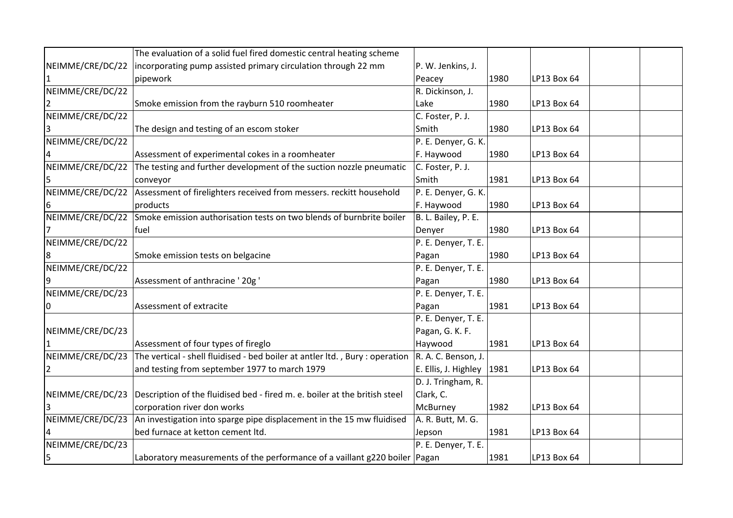| | | | | | | |
|---|---|---|---|---|---|---|
| NEIMME/CRE/DC/221 | The evaluation of a solid fuel fired domestic central heating scheme incorporating pump assisted primary circulation through 22 mm pipework | P. W. Jenkins, J. Peacey | 1980 | LP13 Box 64 | | |
| NEIMME/CRE/DC/222 | Smoke emission from the rayburn 510 roomheater | R. Dickinson, J. Lake | 1980 | LP13 Box 64 | | |
| NEIMME/CRE/DC/223 | The design and testing of an escom stoker | C. Foster, P. J. Smith | 1980 | LP13 Box 64 | | |
| NEIMME/CRE/DC/224 | Assessment of experimental cokes in a roomheater | P. E. Denyer, G. K. F. Haywood | 1980 | LP13 Box 64 | | |
| NEIMME/CRE/DC/225 | The testing and further development of the suction nozzle pneumatic conveyor | C. Foster, P. J. Smith | 1981 | LP13 Box 64 | | |
| NEIMME/CRE/DC/226 | Assessment of firelighters received from messers. reckitt household products | P. E. Denyer, G. K. F. Haywood | 1980 | LP13 Box 64 | | |
| NEIMME/CRE/DC/227 | Smoke emission authorisation tests on two blends of burnbrite boiler fuel | B. L. Bailey, P. E. Denyer | 1980 | LP13 Box 64 | | |
| NEIMME/CRE/DC/228 | Smoke emission tests on belgacine | P. E. Denyer, T. E. Pagan | 1980 | LP13 Box 64 | | |
| NEIMME/CRE/DC/229 | Assessment of anthracine ' 20g ' | P. E. Denyer, T. E. Pagan | 1980 | LP13 Box 64 | | |
| NEIMME/CRE/DC/230 | Assessment of extracite | P. E. Denyer, T. E. Pagan | 1981 | LP13 Box 64 | | |
| NEIMME/CRE/DC/231 | Assessment of four types of fireglo | P. E. Denyer, T. E. Pagan, G. K. F. Haywood | 1981 | LP13 Box 64 | | |
| NEIMME/CRE/DC/232 | The vertical - shell fluidised - bed boiler at antler ltd. , Bury : operation and testing from september 1977 to march 1979 | R. A. C. Benson, J. E. Ellis, J. Highley | 1981 | LP13 Box 64 | | |
| NEIMME/CRE/DC/233 | Description of the fluidised bed - fired m. e. boiler at the british steel corporation river don works | D. J. Tringham, R. Clark, C. McBurney | 1982 | LP13 Box 64 | | |
| NEIMME/CRE/DC/234 | An investigation into sparge pipe displacement in the 15 mw fluidised bed furnace at ketton cement ltd. | A. R. Butt, M. G. Jepson | 1981 | LP13 Box 64 | | |
| NEIMME/CRE/DC/235 | Laboratory measurements of the performance of a vaillant g220 boiler | P. E. Denyer, T. E. Pagan | 1981 | LP13 Box 64 | | |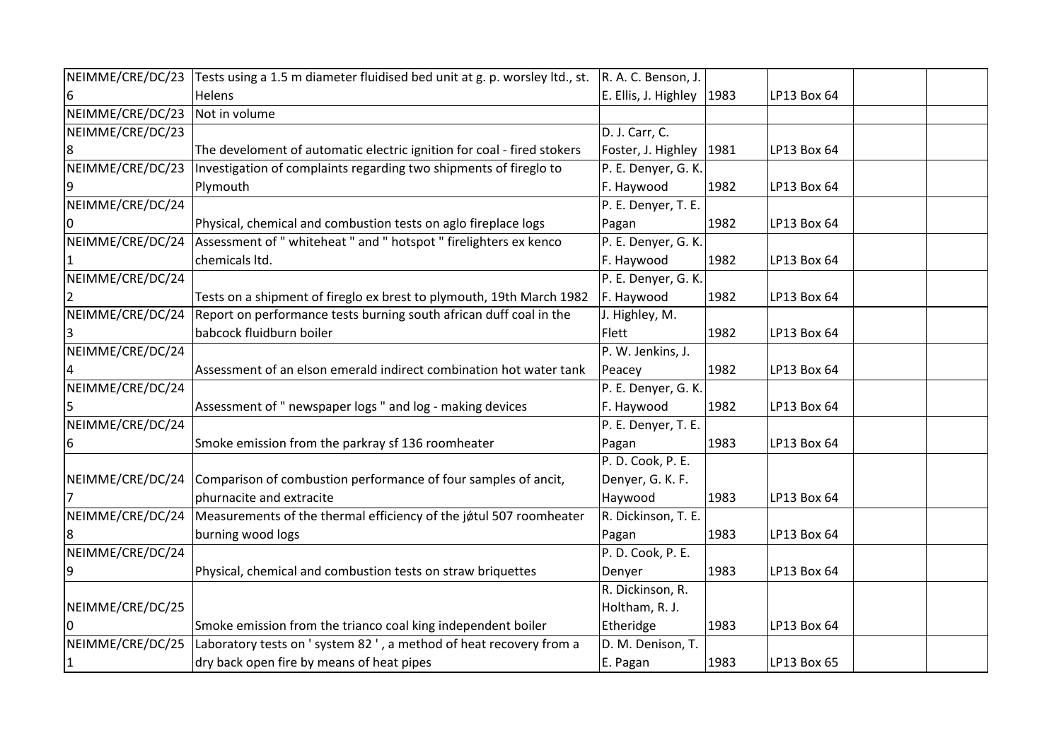| | | | | | | |
|---|---|---|---|---|---|---|
| NEIMME/CRE/DC/236 | Tests using a 1.5 m diameter fluidised bed unit at g. p. worsley ltd., st. Helens | R. A. C. Benson, J. E. Ellis, J. Highley | 1983 | LP13 Box 64 | | |
| NEIMME/CRE/DC/237 | Not in volume | | | | | |
| NEIMME/CRE/DC/238 | The develoment of automatic electric ignition for coal - fired stokers | D. J. Carr, C. Foster, J. Highley | 1981 | LP13 Box 64 | | |
| NEIMME/CRE/DC/239 | Investigation of complaints regarding two shipments of fireglo to Plymouth | P. E. Denyer, G. K. F. Haywood | 1982 | LP13 Box 64 | | |
| NEIMME/CRE/DC/240 | Physical, chemical and combustion tests on aglo fireplace logs | P. E. Denyer, T. E. Pagan | 1982 | LP13 Box 64 | | |
| NEIMME/CRE/DC/241 | Assessment of " whiteheat " and " hotspot " firelighters ex kenco chemicals ltd. | P. E. Denyer, G. K. F. Haywood | 1982 | LP13 Box 64 | | |
| NEIMME/CRE/DC/242 | Tests on a shipment of fireglo ex brest to plymouth, 19th March 1982 | P. E. Denyer, G. K. F. Haywood | 1982 | LP13 Box 64 | | |
| NEIMME/CRE/DC/243 | Report on performance tests burning south african duff coal in the babcock fluidburn boiler | J. Highley, M. Flett | 1982 | LP13 Box 64 | | |
| NEIMME/CRE/DC/244 | Assessment of an elson emerald indirect combination hot water tank | P. W. Jenkins, J. Peacey | 1982 | LP13 Box 64 | | |
| NEIMME/CRE/DC/245 | Assessment of " newspaper logs " and log - making devices | P. E. Denyer, G. K. F. Haywood | 1982 | LP13 Box 64 | | |
| NEIMME/CRE/DC/246 | Smoke emission from the parkray sf 136 roomheater | P. E. Denyer, T. E. Pagan | 1983 | LP13 Box 64 | | |
| NEIMME/CRE/DC/247 | Comparison of combustion performance of four samples of ancit, phurnacite and extracite | P. D. Cook, P. E. Denyer, G. K. F. Haywood | 1983 | LP13 Box 64 | | |
| NEIMME/CRE/DC/248 | Measurements of the thermal efficiency of the jǿtul 507 roomheater burning wood logs | R. Dickinson, T. E. Pagan | 1983 | LP13 Box 64 | | |
| NEIMME/CRE/DC/249 | Physical, chemical and combustion tests on straw briquettes | P. D. Cook, P. E. Denyer | 1983 | LP13 Box 64 | | |
| NEIMME/CRE/DC/250 | Smoke emission from the trianco coal king independent boiler | R. Dickinson, R. Holtham, R. J. Etheridge | 1983 | LP13 Box 64 | | |
| NEIMME/CRE/DC/251 | Laboratory tests on ' system 82 ', a method of heat recovery from a dry back open fire by means of heat pipes | D. M. Denison, T. E. Pagan | 1983 | LP13 Box 65 | | |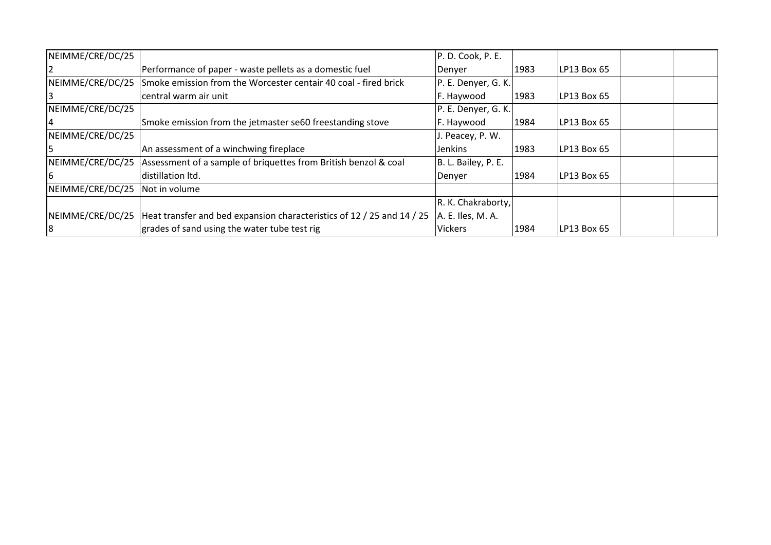| | | | | | | |
|---|---|---|---|---|---|---|
| NEIMME/CRE/DC/252 | Performance of paper - waste pellets as a domestic fuel | P. D. Cook, P. E. Denyer | 1983 | LP13 Box 65 | | |
| NEIMME/CRE/DC/253 | Smoke emission from the Worcester centair 40 coal - fired brick central warm air unit | P. E. Denyer, G. K. F. Haywood | 1983 | LP13 Box 65 | | |
| NEIMME/CRE/DC/254 | Smoke emission from the jetmaster se60 freestanding stove | P. E. Denyer, G. K. F. Haywood | 1984 | LP13 Box 65 | | |
| NEIMME/CRE/DC/255 | An assessment of a winchwing fireplace | J. Peacey, P. W. Jenkins | 1983 | LP13 Box 65 | | |
| NEIMME/CRE/DC/256 | Assessment of a sample of briquettes from British benzol & coal distillation ltd. | B. L. Bailey, P. E. Denyer | 1984 | LP13 Box 65 | | |
| NEIMME/CRE/DC/25 | Not in volume | | | | | |
| NEIMME/CRE/DC/258 | Heat transfer and bed expansion characteristics of 12 / 25 and 14 / 25 grades of sand using the water tube test rig | R. K. Chakraborty, A. E. Iles, M. A. Vickers | 1984 | LP13 Box 65 | | |